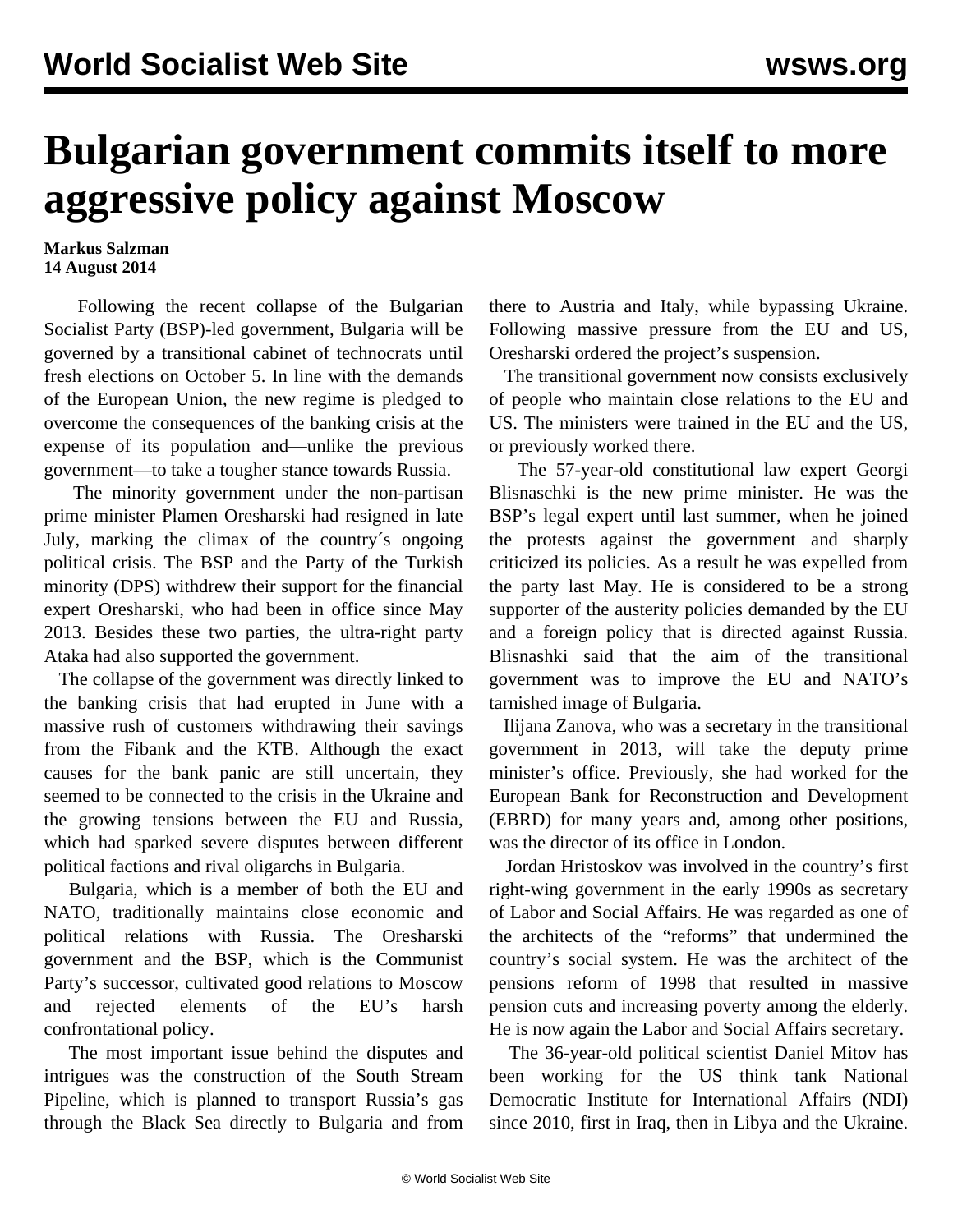# Bulgarian government commits itself to more aggressive policy against Moscow

**Markus Salzman**
**14 August 2014**

Following the recent collapse of the Bulgarian Socialist Party (BSP)-led government, Bulgaria will be governed by a transitional cabinet of technocrats until fresh elections on October 5. In line with the demands of the European Union, the new regime is pledged to overcome the consequences of the banking crisis at the expense of its population and—unlike the previous government—to take a tougher stance towards Russia.

The minority government under the non-partisan prime minister Plamen Oresharski had resigned in late July, marking the climax of the country´s ongoing political crisis. The BSP and the Party of the Turkish minority (DPS) withdrew their support for the financial expert Oresharski, who had been in office since May 2013. Besides these two parties, the ultra-right party Ataka had also supported the government.

The collapse of the government was directly linked to the banking crisis that had erupted in June with a massive rush of customers withdrawing their savings from the Fibank and the KTB. Although the exact causes for the bank panic are still uncertain, they seemed to be connected to the crisis in the Ukraine and the growing tensions between the EU and Russia, which had sparked severe disputes between different political factions and rival oligarchs in Bulgaria.

Bulgaria, which is a member of both the EU and NATO, traditionally maintains close economic and political relations with Russia. The Oresharski government and the BSP, which is the Communist Party's successor, cultivated good relations to Moscow and rejected elements of the EU's harsh confrontational policy.

The most important issue behind the disputes and intrigues was the construction of the South Stream Pipeline, which is planned to transport Russia's gas through the Black Sea directly to Bulgaria and from there to Austria and Italy, while bypassing Ukraine. Following massive pressure from the EU and US, Oresharski ordered the project's suspension.

The transitional government now consists exclusively of people who maintain close relations to the EU and US. The ministers were trained in the EU and the US, or previously worked there.

The 57-year-old constitutional law expert Georgi Blisnaschki is the new prime minister. He was the BSP's legal expert until last summer, when he joined the protests against the government and sharply criticized its policies. As a result he was expelled from the party last May. He is considered to be a strong supporter of the austerity policies demanded by the EU and a foreign policy that is directed against Russia. Blisnashki said that the aim of the transitional government was to improve the EU and NATO's tarnished image of Bulgaria.

Ilijana Zanova, who was a secretary in the transitional government in 2013, will take the deputy prime minister's office. Previously, she had worked for the European Bank for Reconstruction and Development (EBRD) for many years and, among other positions, was the director of its office in London.

Jordan Hristoskov was involved in the country's first right-wing government in the early 1990s as secretary of Labor and Social Affairs. He was regarded as one of the architects of the "reforms" that undermined the country's social system. He was the architect of the pensions reform of 1998 that resulted in massive pension cuts and increasing poverty among the elderly. He is now again the Labor and Social Affairs secretary.

The 36-year-old political scientist Daniel Mitov has been working for the US think tank National Democratic Institute for International Affairs (NDI) since 2010, first in Iraq, then in Libya and the Ukraine.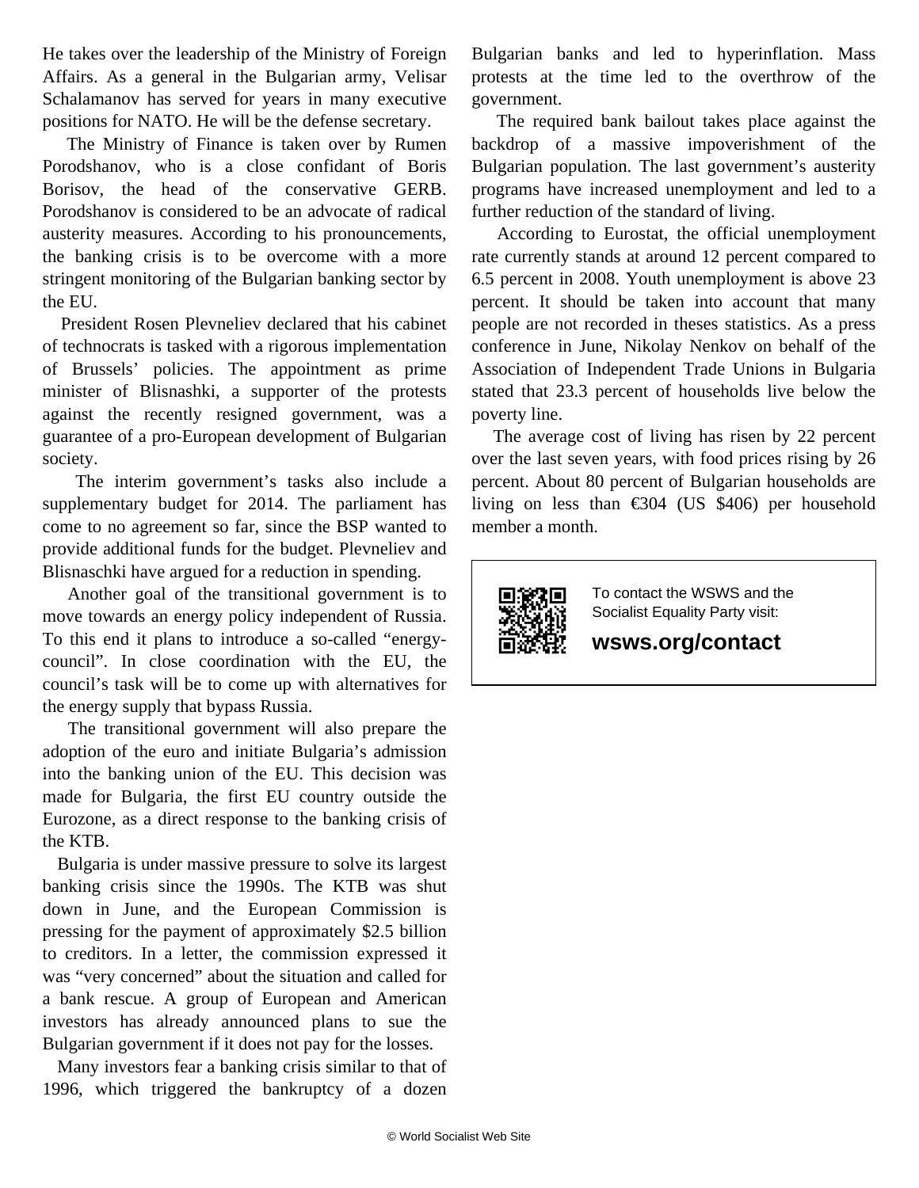He takes over the leadership of the Ministry of Foreign Affairs. As a general in the Bulgarian army, Velisar Schalamanov has served for years in many executive positions for NATO. He will be the defense secretary.

The Ministry of Finance is taken over by Rumen Porodshanov, who is a close confidant of Boris Borisov, the head of the conservative GERB. Porodshanov is considered to be an advocate of radical austerity measures. According to his pronouncements, the banking crisis is to be overcome with a more stringent monitoring of the Bulgarian banking sector by the EU.

President Rosen Plevneliev declared that his cabinet of technocrats is tasked with a rigorous implementation of Brussels' policies. The appointment as prime minister of Blisnashki, a supporter of the protests against the recently resigned government, was a guarantee of a pro-European development of Bulgarian society.

The interim government's tasks also include a supplementary budget for 2014. The parliament has come to no agreement so far, since the BSP wanted to provide additional funds for the budget. Plevneliev and Blisnaschki have argued for a reduction in spending.

Another goal of the transitional government is to move towards an energy policy independent of Russia. To this end it plans to introduce a so-called "energy-council". In close coordination with the EU, the council's task will be to come up with alternatives for the energy supply that bypass Russia.

The transitional government will also prepare the adoption of the euro and initiate Bulgaria's admission into the banking union of the EU. This decision was made for Bulgaria, the first EU country outside the Eurozone, as a direct response to the banking crisis of the KTB.

Bulgaria is under massive pressure to solve its largest banking crisis since the 1990s. The KTB was shut down in June, and the European Commission is pressing for the payment of approximately $2.5 billion to creditors. In a letter, the commission expressed it was "very concerned" about the situation and called for a bank rescue. A group of European and American investors has already announced plans to sue the Bulgarian government if it does not pay for the losses.

Many investors fear a banking crisis similar to that of 1996, which triggered the bankruptcy of a dozen Bulgarian banks and led to hyperinflation. Mass protests at the time led to the overthrow of the government.

The required bank bailout takes place against the backdrop of a massive impoverishment of the Bulgarian population. The last government's austerity programs have increased unemployment and led to a further reduction of the standard of living.

According to Eurostat, the official unemployment rate currently stands at around 12 percent compared to 6.5 percent in 2008. Youth unemployment is above 23 percent. It should be taken into account that many people are not recorded in theses statistics. As a press conference in June, Nikolay Nenkov on behalf of the Association of Independent Trade Unions in Bulgaria stated that 23.3 percent of households live below the poverty line.

The average cost of living has risen by 22 percent over the last seven years, with food prices rising by 26 percent. About 80 percent of Bulgarian households are living on less than €304 (US $406) per household member a month.

To contact the WSWS and the Socialist Equality Party visit:

**wsws.org/contact**